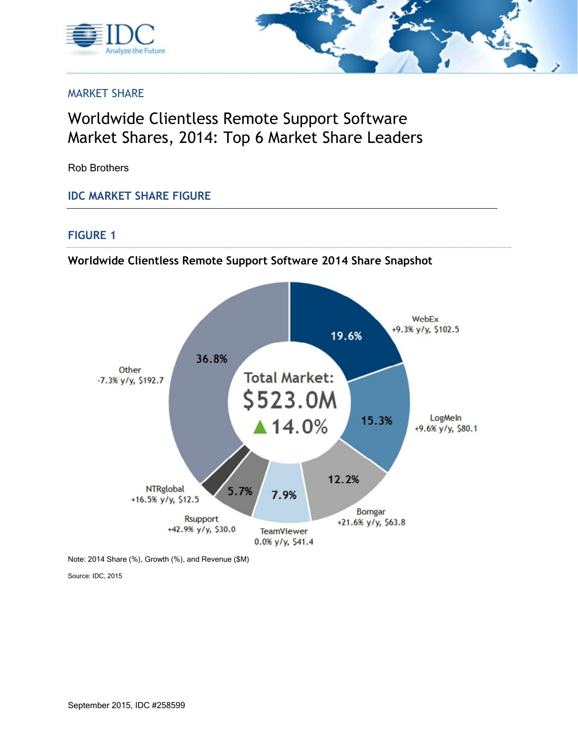MARKET SHARE

# Worldwide Clientless Remote Support Software Market Shares, 2014: Top 6 Market Share Leaders

Rob Brothers

## IDC MARKET SHARE FIGURE

### FIGURE 1

**Worldwide Clientless Remote Support Software 2014 Share Snapshot**

Total Market: $523.0M ▲14.0%

| Vendor | 2014 Share (%) | Growth (%) | Revenue ($M) |
|---|---|---|---|
| WebEx | 19.6% | +9.3% y/y | $102.5 |
| LogMeIn | 15.3% | +9.6% y/y | $80.1 |
| Bomgar | 12.2% | +21.6% y/y | $63.8 |
| TeamViewer | 7.9% | 0.0% y/y | $41.4 |
| Rsupport | 5.7% | +42.9% y/y | $30.0 |
| NTRglobal | | +16.5% y/y | $12.5 |
| Other | 36.8% | -7.3% y/y | $192.7 |

Note: 2014 Share (%), Growth (%), and Revenue ($M)

Source: IDC, 2015

September 2015, IDC #258599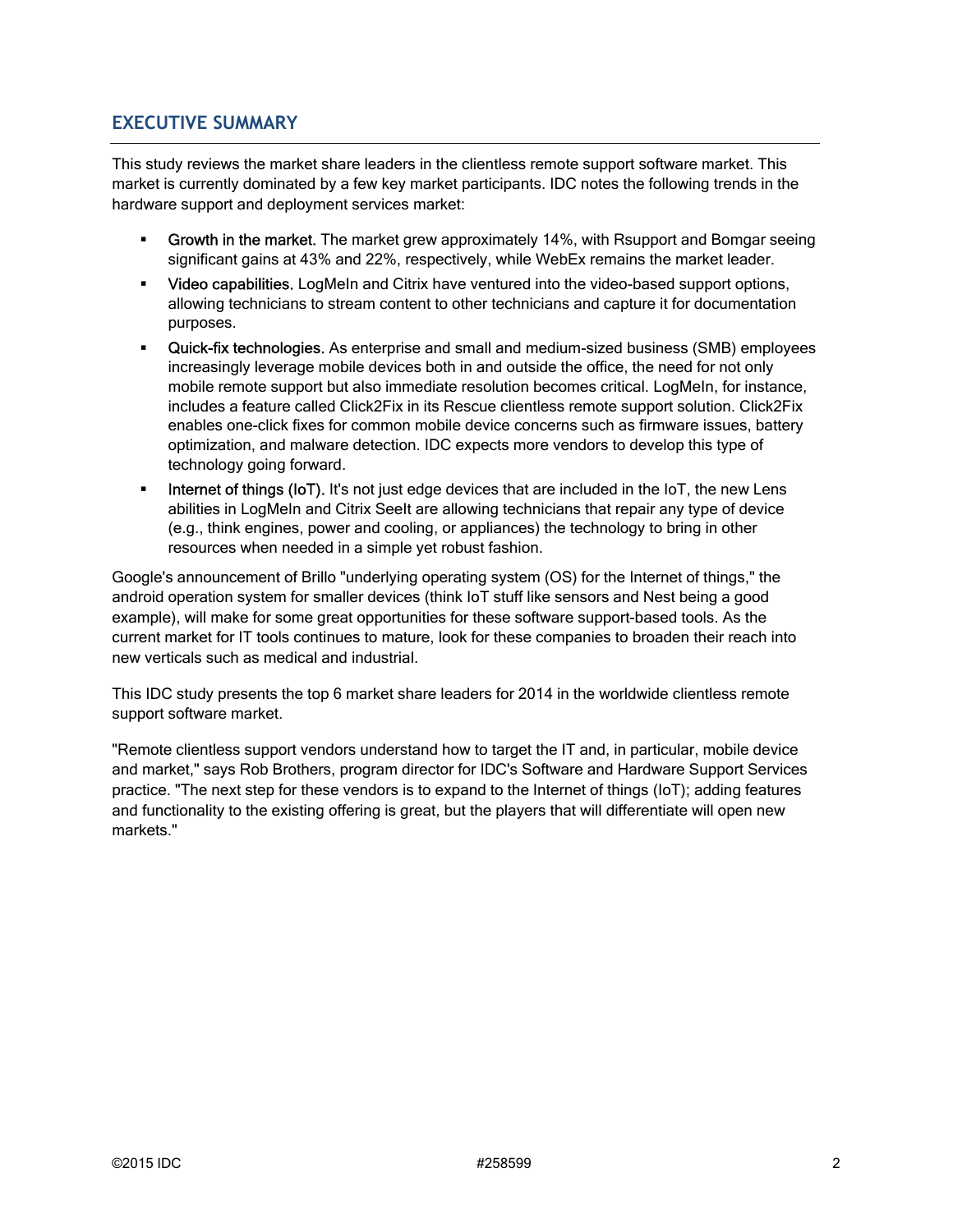## EXECUTIVE SUMMARY

This study reviews the market share leaders in the clientless remote support software market. This market is currently dominated by a few key market participants. IDC notes the following trends in the hardware support and deployment services market:

- Growth in the market. The market grew approximately 14%, with Rsupport and Bomgar seeing significant gains at 43% and 22%, respectively, while WebEx remains the market leader.
- Video capabilities. LogMeIn and Citrix have ventured into the video-based support options, allowing technicians to stream content to other technicians and capture it for documentation purposes.
- Quick-fix technologies. As enterprise and small and medium-sized business (SMB) employees increasingly leverage mobile devices both in and outside the office, the need for not only mobile remote support but also immediate resolution becomes critical. LogMeIn, for instance, includes a feature called Click2Fix in its Rescue clientless remote support solution. Click2Fix enables one-click fixes for common mobile device concerns such as firmware issues, battery optimization, and malware detection. IDC expects more vendors to develop this type of technology going forward.
- Internet of things (IoT). It's not just edge devices that are included in the IoT, the new Lens abilities in LogMeIn and Citrix SeeIt are allowing technicians that repair any type of device (e.g., think engines, power and cooling, or appliances) the technology to bring in other resources when needed in a simple yet robust fashion.

Google's announcement of Brillo "underlying operating system (OS) for the Internet of things," the android operation system for smaller devices (think IoT stuff like sensors and Nest being a good example), will make for some great opportunities for these software support-based tools. As the current market for IT tools continues to mature, look for these companies to broaden their reach into new verticals such as medical and industrial.

This IDC study presents the top 6 market share leaders for 2014 in the worldwide clientless remote support software market.

"Remote clientless support vendors understand how to target the IT and, in particular, mobile device and market," says Rob Brothers, program director for IDC's Software and Hardware Support Services practice. "The next step for these vendors is to expand to the Internet of things (IoT); adding features and functionality to the existing offering is great, but the players that will differentiate will open new markets."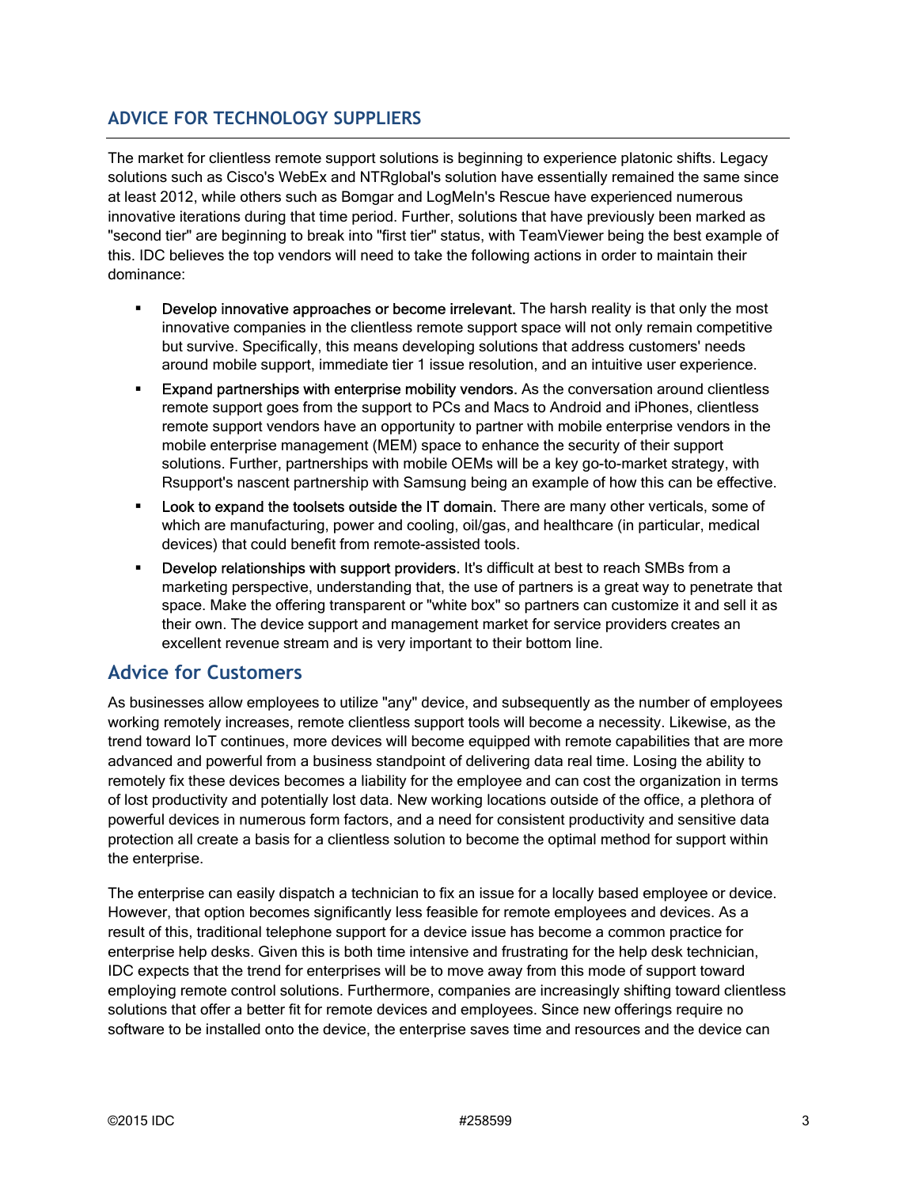## ADVICE FOR TECHNOLOGY SUPPLIERS

The market for clientless remote support solutions is beginning to experience platonic shifts. Legacy solutions such as Cisco's WebEx and NTRglobal's solution have essentially remained the same since at least 2012, while others such as Bomgar and LogMeIn's Rescue have experienced numerous innovative iterations during that time period. Further, solutions that have previously been marked as "second tier" are beginning to break into "first tier" status, with TeamViewer being the best example of this. IDC believes the top vendors will need to take the following actions in order to maintain their dominance:

- Develop innovative approaches or become irrelevant. The harsh reality is that only the most innovative companies in the clientless remote support space will not only remain competitive but survive. Specifically, this means developing solutions that address customers' needs around mobile support, immediate tier 1 issue resolution, and an intuitive user experience.
- Expand partnerships with enterprise mobility vendors. As the conversation around clientless remote support goes from the support to PCs and Macs to Android and iPhones, clientless remote support vendors have an opportunity to partner with mobile enterprise vendors in the mobile enterprise management (MEM) space to enhance the security of their support solutions. Further, partnerships with mobile OEMs will be a key go-to-market strategy, with Rsupport's nascent partnership with Samsung being an example of how this can be effective.
- Look to expand the toolsets outside the IT domain. There are many other verticals, some of which are manufacturing, power and cooling, oil/gas, and healthcare (in particular, medical devices) that could benefit from remote-assisted tools.
- Develop relationships with support providers. It's difficult at best to reach SMBs from a marketing perspective, understanding that, the use of partners is a great way to penetrate that space. Make the offering transparent or "white box" so partners can customize it and sell it as their own. The device support and management market for service providers creates an excellent revenue stream and is very important to their bottom line.

## Advice for Customers

As businesses allow employees to utilize "any" device, and subsequently as the number of employees working remotely increases, remote clientless support tools will become a necessity. Likewise, as the trend toward IoT continues, more devices will become equipped with remote capabilities that are more advanced and powerful from a business standpoint of delivering data real time. Losing the ability to remotely fix these devices becomes a liability for the employee and can cost the organization in terms of lost productivity and potentially lost data. New working locations outside of the office, a plethora of powerful devices in numerous form factors, and a need for consistent productivity and sensitive data protection all create a basis for a clientless solution to become the optimal method for support within the enterprise.

The enterprise can easily dispatch a technician to fix an issue for a locally based employee or device. However, that option becomes significantly less feasible for remote employees and devices. As a result of this, traditional telephone support for a device issue has become a common practice for enterprise help desks. Given this is both time intensive and frustrating for the help desk technician, IDC expects that the trend for enterprises will be to move away from this mode of support toward employing remote control solutions. Furthermore, companies are increasingly shifting toward clientless solutions that offer a better fit for remote devices and employees. Since new offerings require no software to be installed onto the device, the enterprise saves time and resources and the device can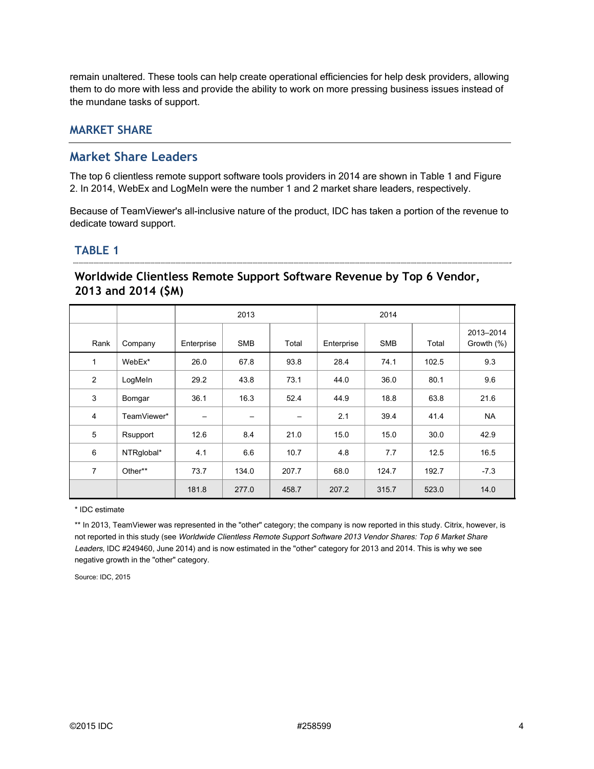remain unaltered. These tools can help create operational efficiencies for help desk providers, allowing them to do more with less and provide the ability to work on more pressing business issues instead of the mundane tasks of support.

## MARKET SHARE

### Market Share Leaders

The top 6 clientless remote support software tools providers in 2014 are shown in Table 1 and Figure 2. In 2014, WebEx and LogMeIn were the number 1 and 2 market share leaders, respectively.

Because of TeamViewer's all-inclusive nature of the product, IDC has taken a portion of the revenue to dedicate toward support.

#### TABLE 1

**Worldwide Clientless Remote Support Software Revenue by Top 6 Vendor, 2013 and 2014 ($M)**

| | | 2013 | | | 2014 | | | |
|---|---|---|---|---|---|---|---|---|
| Rank | Company | Enterprise | SMB | Total | Enterprise | SMB | Total | 2013–2014 Growth (%) |
| 1 | WebEx* | 26.0 | 67.8 | 93.8 | 28.4 | 74.1 | 102.5 | 9.3 |
| 2 | LogMeIn | 29.2 | 43.8 | 73.1 | 44.0 | 36.0 | 80.1 | 9.6 |
| 3 | Bomgar | 36.1 | 16.3 | 52.4 | 44.9 | 18.8 | 63.8 | 21.6 |
| 4 | TeamViewer* | – | – | – | 2.1 | 39.4 | 41.4 | NA |
| 5 | Rsupport | 12.6 | 8.4 | 21.0 | 15.0 | 15.0 | 30.0 | 42.9 |
| 6 | NTRglobal* | 4.1 | 6.6 | 10.7 | 4.8 | 7.7 | 12.5 | 16.5 |
| 7 | Other** | 73.7 | 134.0 | 207.7 | 68.0 | 124.7 | 192.7 | -7.3 |
| | | 181.8 | 277.0 | 458.7 | 207.2 | 315.7 | 523.0 | 14.0 |

* IDC estimate

** In 2013, TeamViewer was represented in the "other" category; the company is now reported in this study. Citrix, however, is not reported in this study (see *Worldwide Clientless Remote Support Software 2013 Vendor Shares: Top 6 Market Share Leaders,* IDC #249460, June 2014) and is now estimated in the "other" category for 2013 and 2014. This is why we see negative growth in the "other" category.

Source: IDC, 2015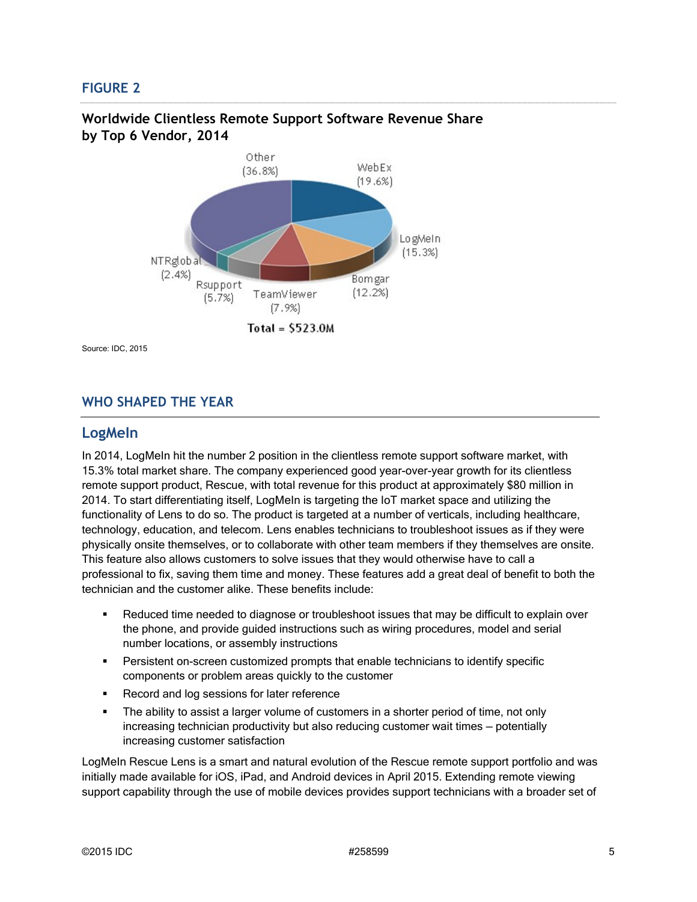## FIGURE 2

**Worldwide Clientless Remote Support Software Revenue Share by Top 6 Vendor, 2014**

Other (36.8%)

WebEx (19.6%)

LogMeIn (15.3%)

Bomgar (12.2%)

TeamViewer (7.9%)

Rsupport (5.7%)

NTRglobal (2.4%)

**Total = $523.0M**

Source: IDC, 2015

## WHO SHAPED THE YEAR

### LogMeIn

In 2014, LogMeIn hit the number 2 position in the clientless remote support software market, with 15.3% total market share. The company experienced good year-over-year growth for its clientless remote support product, Rescue, with total revenue for this product at approximately $80 million in 2014. To start differentiating itself, LogMeIn is targeting the IoT market space and utilizing the functionality of Lens to do so. The product is targeted at a number of verticals, including healthcare, technology, education, and telecom. Lens enables technicians to troubleshoot issues as if they were physically onsite themselves, or to collaborate with other team members if they themselves are onsite. This feature also allows customers to solve issues that they would otherwise have to call a professional to fix, saving them time and money. These features add a great deal of benefit to both the technician and the customer alike. These benefits include:

- Reduced time needed to diagnose or troubleshoot issues that may be difficult to explain over the phone, and provide guided instructions such as wiring procedures, model and serial number locations, or assembly instructions
- Persistent on-screen customized prompts that enable technicians to identify specific components or problem areas quickly to the customer
- Record and log sessions for later reference
- The ability to assist a larger volume of customers in a shorter period of time, not only increasing technician productivity but also reducing customer wait times – potentially increasing customer satisfaction

LogMeIn Rescue Lens is a smart and natural evolution of the Rescue remote support portfolio and was initially made available for iOS, iPad, and Android devices in April 2015. Extending remote viewing support capability through the use of mobile devices provides support technicians with a broader set of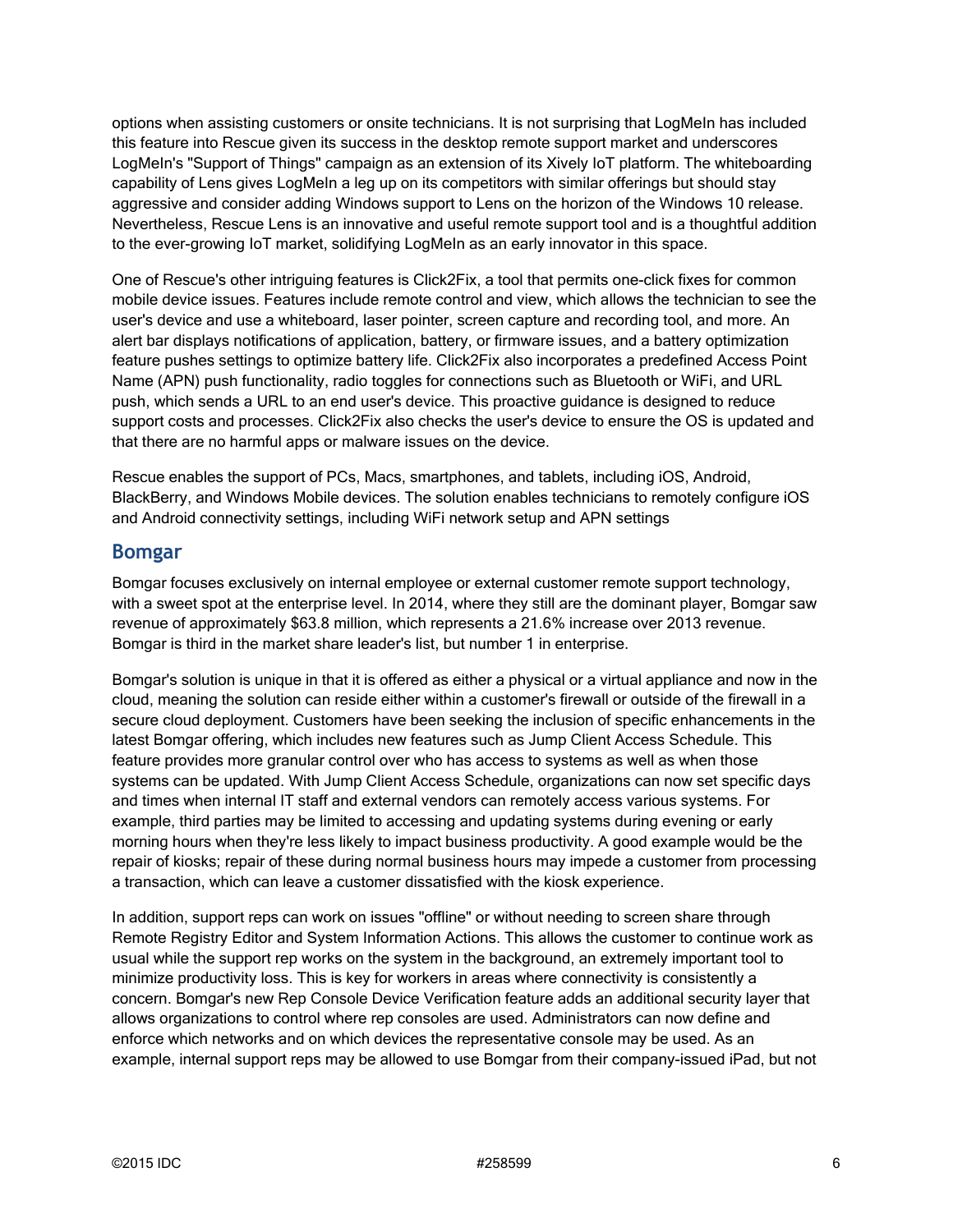options when assisting customers or onsite technicians. It is not surprising that LogMeIn has included this feature into Rescue given its success in the desktop remote support market and underscores LogMeIn's "Support of Things" campaign as an extension of its Xively IoT platform. The whiteboarding capability of Lens gives LogMeIn a leg up on its competitors with similar offerings but should stay aggressive and consider adding Windows support to Lens on the horizon of the Windows 10 release. Nevertheless, Rescue Lens is an innovative and useful remote support tool and is a thoughtful addition to the ever-growing IoT market, solidifying LogMeIn as an early innovator in this space.

One of Rescue's other intriguing features is Click2Fix, a tool that permits one-click fixes for common mobile device issues. Features include remote control and view, which allows the technician to see the user's device and use a whiteboard, laser pointer, screen capture and recording tool, and more. An alert bar displays notifications of application, battery, or firmware issues, and a battery optimization feature pushes settings to optimize battery life. Click2Fix also incorporates a predefined Access Point Name (APN) push functionality, radio toggles for connections such as Bluetooth or WiFi, and URL push, which sends a URL to an end user's device. This proactive guidance is designed to reduce support costs and processes. Click2Fix also checks the user's device to ensure the OS is updated and that there are no harmful apps or malware issues on the device.

Rescue enables the support of PCs, Macs, smartphones, and tablets, including iOS, Android, BlackBerry, and Windows Mobile devices. The solution enables technicians to remotely configure iOS and Android connectivity settings, including WiFi network setup and APN settings

## Bomgar

Bomgar focuses exclusively on internal employee or external customer remote support technology, with a sweet spot at the enterprise level. In 2014, where they still are the dominant player, Bomgar saw revenue of approximately $63.8 million, which represents a 21.6% increase over 2013 revenue. Bomgar is third in the market share leader's list, but number 1 in enterprise.

Bomgar's solution is unique in that it is offered as either a physical or a virtual appliance and now in the cloud, meaning the solution can reside either within a customer's firewall or outside of the firewall in a secure cloud deployment. Customers have been seeking the inclusion of specific enhancements in the latest Bomgar offering, which includes new features such as Jump Client Access Schedule. This feature provides more granular control over who has access to systems as well as when those systems can be updated. With Jump Client Access Schedule, organizations can now set specific days and times when internal IT staff and external vendors can remotely access various systems. For example, third parties may be limited to accessing and updating systems during evening or early morning hours when they're less likely to impact business productivity. A good example would be the repair of kiosks; repair of these during normal business hours may impede a customer from processing a transaction, which can leave a customer dissatisfied with the kiosk experience.

In addition, support reps can work on issues "offline" or without needing to screen share through Remote Registry Editor and System Information Actions. This allows the customer to continue work as usual while the support rep works on the system in the background, an extremely important tool to minimize productivity loss. This is key for workers in areas where connectivity is consistently a concern. Bomgar's new Rep Console Device Verification feature adds an additional security layer that allows organizations to control where rep consoles are used. Administrators can now define and enforce which networks and on which devices the representative console may be used. As an example, internal support reps may be allowed to use Bomgar from their company-issued iPad, but not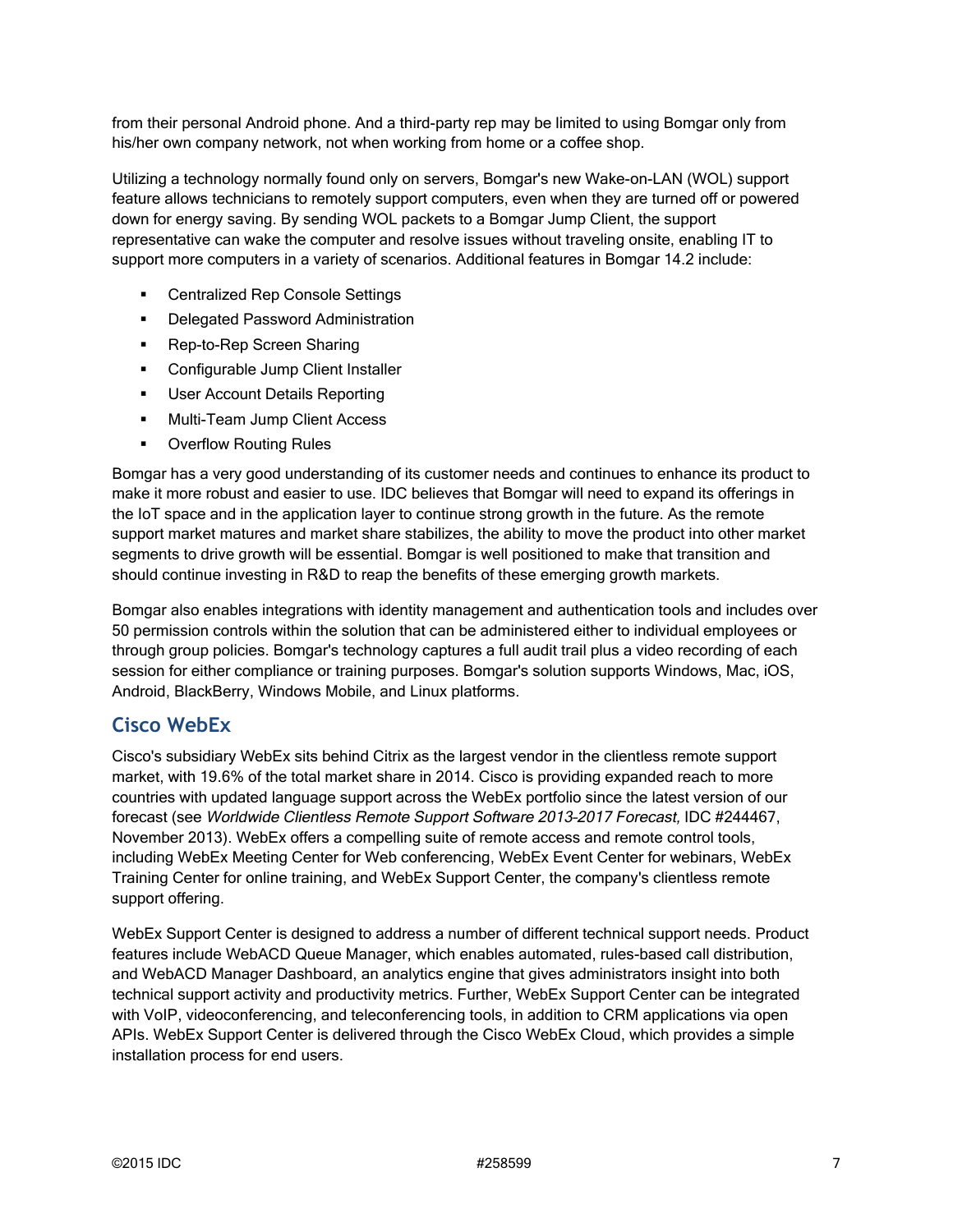from their personal Android phone. And a third-party rep may be limited to using Bomgar only from his/her own company network, not when working from home or a coffee shop.

Utilizing a technology normally found only on servers, Bomgar's new Wake-on-LAN (WOL) support feature allows technicians to remotely support computers, even when they are turned off or powered down for energy saving. By sending WOL packets to a Bomgar Jump Client, the support representative can wake the computer and resolve issues without traveling onsite, enabling IT to support more computers in a variety of scenarios. Additional features in Bomgar 14.2 include:

- Centralized Rep Console Settings
- Delegated Password Administration
- Rep-to-Rep Screen Sharing
- Configurable Jump Client Installer
- User Account Details Reporting
- Multi-Team Jump Client Access
- Overflow Routing Rules

Bomgar has a very good understanding of its customer needs and continues to enhance its product to make it more robust and easier to use. IDC believes that Bomgar will need to expand its offerings in the IoT space and in the application layer to continue strong growth in the future. As the remote support market matures and market share stabilizes, the ability to move the product into other market segments to drive growth will be essential. Bomgar is well positioned to make that transition and should continue investing in R&D to reap the benefits of these emerging growth markets.

Bomgar also enables integrations with identity management and authentication tools and includes over 50 permission controls within the solution that can be administered either to individual employees or through group policies. Bomgar's technology captures a full audit trail plus a video recording of each session for either compliance or training purposes. Bomgar's solution supports Windows, Mac, iOS, Android, BlackBerry, Windows Mobile, and Linux platforms.

## Cisco WebEx

Cisco's subsidiary WebEx sits behind Citrix as the largest vendor in the clientless remote support market, with 19.6% of the total market share in 2014. Cisco is providing expanded reach to more countries with updated language support across the WebEx portfolio since the latest version of our forecast (see *Worldwide Clientless Remote Support Software 2013–2017 Forecast,* IDC #244467, November 2013). WebEx offers a compelling suite of remote access and remote control tools, including WebEx Meeting Center for Web conferencing, WebEx Event Center for webinars, WebEx Training Center for online training, and WebEx Support Center, the company's clientless remote support offering.

WebEx Support Center is designed to address a number of different technical support needs. Product features include WebACD Queue Manager, which enables automated, rules-based call distribution, and WebACD Manager Dashboard, an analytics engine that gives administrators insight into both technical support activity and productivity metrics. Further, WebEx Support Center can be integrated with VoIP, videoconferencing, and teleconferencing tools, in addition to CRM applications via open APIs. WebEx Support Center is delivered through the Cisco WebEx Cloud, which provides a simple installation process for end users.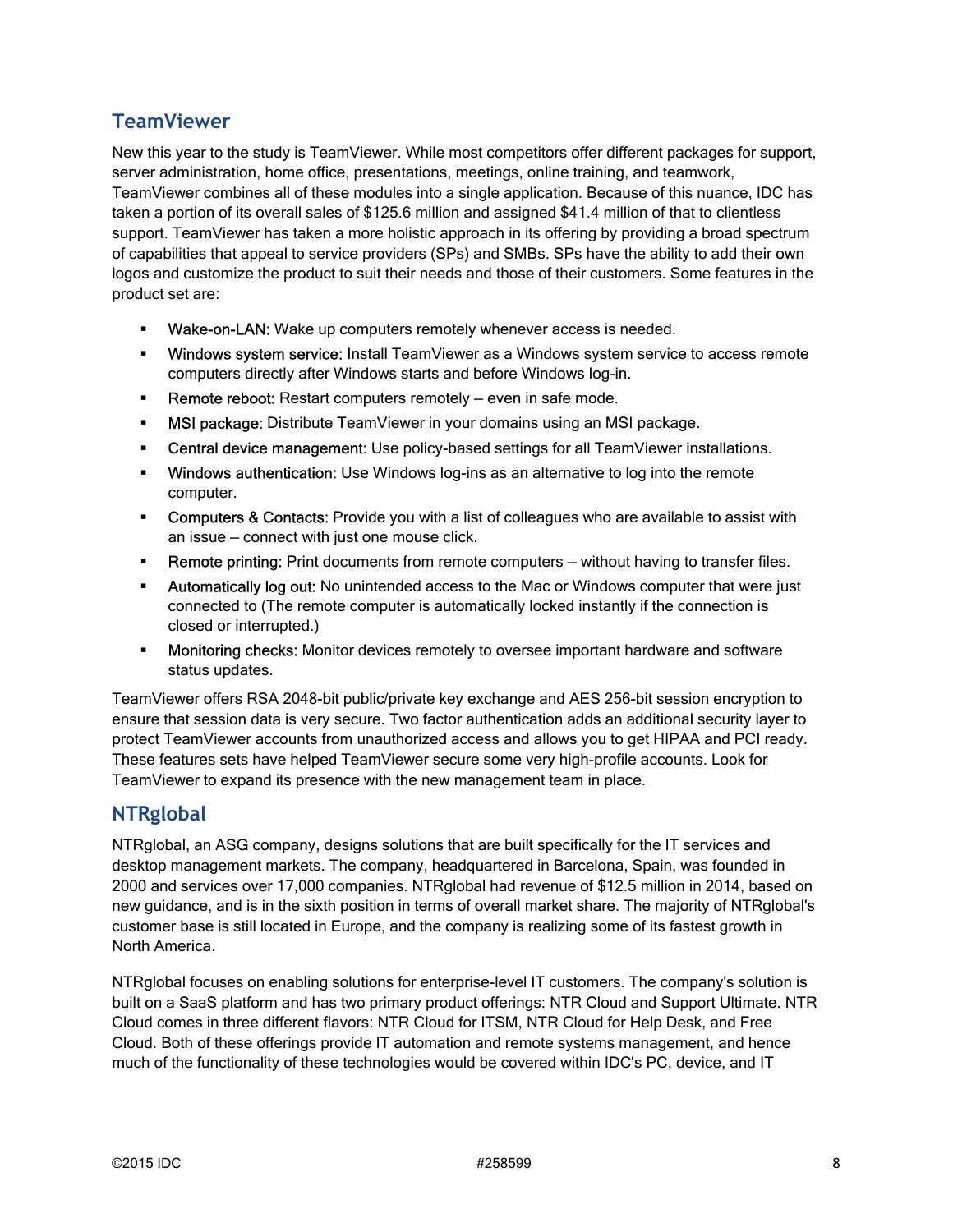## TeamViewer

New this year to the study is TeamViewer. While most competitors offer different packages for support, server administration, home office, presentations, meetings, online training, and teamwork, TeamViewer combines all of these modules into a single application. Because of this nuance, IDC has taken a portion of its overall sales of $125.6 million and assigned $41.4 million of that to clientless support. TeamViewer has taken a more holistic approach in its offering by providing a broad spectrum of capabilities that appeal to service providers (SPs) and SMBs. SPs have the ability to add their own logos and customize the product to suit their needs and those of their customers. Some features in the product set are:

- Wake-on-LAN: Wake up computers remotely whenever access is needed.
- Windows system service: Install TeamViewer as a Windows system service to access remote computers directly after Windows starts and before Windows log-in.
- Remote reboot: Restart computers remotely – even in safe mode.
- MSI package: Distribute TeamViewer in your domains using an MSI package.
- Central device management: Use policy-based settings for all TeamViewer installations.
- Windows authentication: Use Windows log-ins as an alternative to log into the remote computer.
- Computers & Contacts: Provide you with a list of colleagues who are available to assist with an issue – connect with just one mouse click.
- Remote printing: Print documents from remote computers – without having to transfer files.
- Automatically log out: No unintended access to the Mac or Windows computer that were just connected to (The remote computer is automatically locked instantly if the connection is closed or interrupted.)
- Monitoring checks: Monitor devices remotely to oversee important hardware and software status updates.

TeamViewer offers RSA 2048-bit public/private key exchange and AES 256-bit session encryption to ensure that session data is very secure. Two factor authentication adds an additional security layer to protect TeamViewer accounts from unauthorized access and allows you to get HIPAA and PCI ready. These features sets have helped TeamViewer secure some very high-profile accounts. Look for TeamViewer to expand its presence with the new management team in place.

## NTRglobal

NTRglobal, an ASG company, designs solutions that are built specifically for the IT services and desktop management markets. The company, headquartered in Barcelona, Spain, was founded in 2000 and services over 17,000 companies. NTRglobal had revenue of $12.5 million in 2014, based on new guidance, and is in the sixth position in terms of overall market share. The majority of NTRglobal's customer base is still located in Europe, and the company is realizing some of its fastest growth in North America.

NTRglobal focuses on enabling solutions for enterprise-level IT customers. The company's solution is built on a SaaS platform and has two primary product offerings: NTR Cloud and Support Ultimate. NTR Cloud comes in three different flavors: NTR Cloud for ITSM, NTR Cloud for Help Desk, and Free Cloud. Both of these offerings provide IT automation and remote systems management, and hence much of the functionality of these technologies would be covered within IDC's PC, device, and IT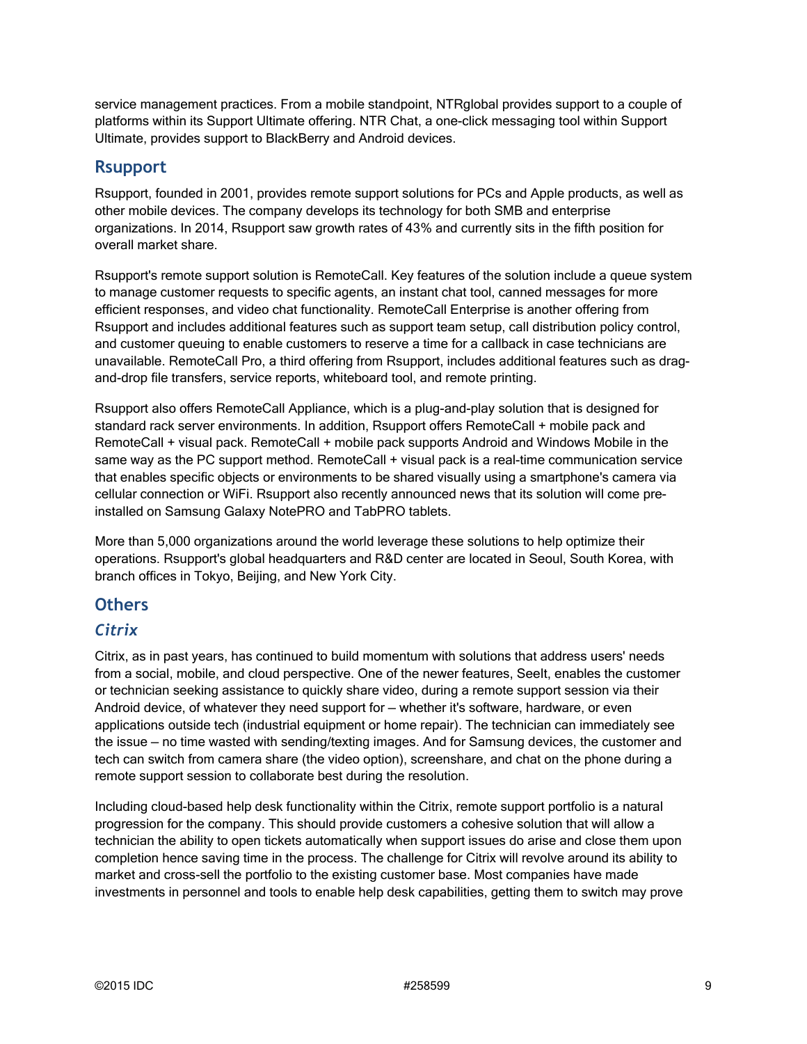service management practices. From a mobile standpoint, NTRglobal provides support to a couple of platforms within its Support Ultimate offering. NTR Chat, a one-click messaging tool within Support Ultimate, provides support to BlackBerry and Android devices.

## Rsupport

Rsupport, founded in 2001, provides remote support solutions for PCs and Apple products, as well as other mobile devices. The company develops its technology for both SMB and enterprise organizations. In 2014, Rsupport saw growth rates of 43% and currently sits in the fifth position for overall market share.

Rsupport's remote support solution is RemoteCall. Key features of the solution include a queue system to manage customer requests to specific agents, an instant chat tool, canned messages for more efficient responses, and video chat functionality. RemoteCall Enterprise is another offering from Rsupport and includes additional features such as support team setup, call distribution policy control, and customer queuing to enable customers to reserve a time for a callback in case technicians are unavailable. RemoteCall Pro, a third offering from Rsupport, includes additional features such as drag-and-drop file transfers, service reports, whiteboard tool, and remote printing.

Rsupport also offers RemoteCall Appliance, which is a plug-and-play solution that is designed for standard rack server environments. In addition, Rsupport offers RemoteCall + mobile pack and RemoteCall + visual pack. RemoteCall + mobile pack supports Android and Windows Mobile in the same way as the PC support method. RemoteCall + visual pack is a real-time communication service that enables specific objects or environments to be shared visually using a smartphone's camera via cellular connection or WiFi. Rsupport also recently announced news that its solution will come pre-installed on Samsung Galaxy NotePRO and TabPRO tablets.

More than 5,000 organizations around the world leverage these solutions to help optimize their operations. Rsupport's global headquarters and R&D center are located in Seoul, South Korea, with branch offices in Tokyo, Beijing, and New York City.

## Others

### *Citrix*

Citrix, as in past years, has continued to build momentum with solutions that address users' needs from a social, mobile, and cloud perspective. One of the newer features, SeeIt, enables the customer or technician seeking assistance to quickly share video, during a remote support session via their Android device, of whatever they need support for — whether it's software, hardware, or even applications outside tech (industrial equipment or home repair). The technician can immediately see the issue — no time wasted with sending/texting images. And for Samsung devices, the customer and tech can switch from camera share (the video option), screenshare, and chat on the phone during a remote support session to collaborate best during the resolution.

Including cloud-based help desk functionality within the Citrix, remote support portfolio is a natural progression for the company. This should provide customers a cohesive solution that will allow a technician the ability to open tickets automatically when support issues do arise and close them upon completion hence saving time in the process. The challenge for Citrix will revolve around its ability to market and cross-sell the portfolio to the existing customer base. Most companies have made investments in personnel and tools to enable help desk capabilities, getting them to switch may prove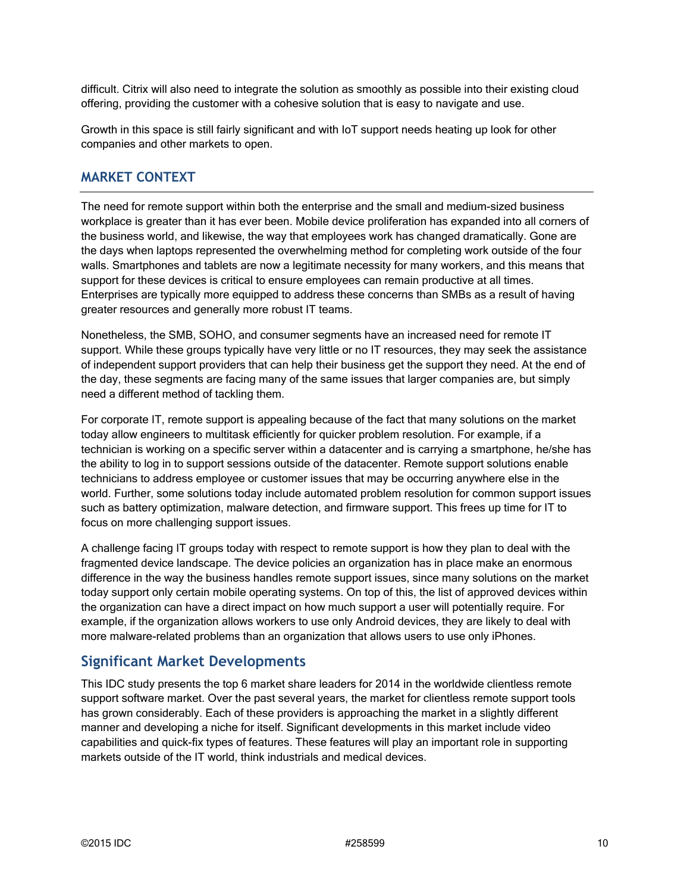difficult. Citrix will also need to integrate the solution as smoothly as possible into their existing cloud offering, providing the customer with a cohesive solution that is easy to navigate and use.

Growth in this space is still fairly significant and with IoT support needs heating up look for other companies and other markets to open.

## MARKET CONTEXT

The need for remote support within both the enterprise and the small and medium-sized business workplace is greater than it has ever been. Mobile device proliferation has expanded into all corners of the business world, and likewise, the way that employees work has changed dramatically. Gone are the days when laptops represented the overwhelming method for completing work outside of the four walls. Smartphones and tablets are now a legitimate necessity for many workers, and this means that support for these devices is critical to ensure employees can remain productive at all times. Enterprises are typically more equipped to address these concerns than SMBs as a result of having greater resources and generally more robust IT teams.

Nonetheless, the SMB, SOHO, and consumer segments have an increased need for remote IT support. While these groups typically have very little or no IT resources, they may seek the assistance of independent support providers that can help their business get the support they need. At the end of the day, these segments are facing many of the same issues that larger companies are, but simply need a different method of tackling them.

For corporate IT, remote support is appealing because of the fact that many solutions on the market today allow engineers to multitask efficiently for quicker problem resolution. For example, if a technician is working on a specific server within a datacenter and is carrying a smartphone, he/she has the ability to log in to support sessions outside of the datacenter. Remote support solutions enable technicians to address employee or customer issues that may be occurring anywhere else in the world. Further, some solutions today include automated problem resolution for common support issues such as battery optimization, malware detection, and firmware support. This frees up time for IT to focus on more challenging support issues.

A challenge facing IT groups today with respect to remote support is how they plan to deal with the fragmented device landscape. The device policies an organization has in place make an enormous difference in the way the business handles remote support issues, since many solutions on the market today support only certain mobile operating systems. On top of this, the list of approved devices within the organization can have a direct impact on how much support a user will potentially require. For example, if the organization allows workers to use only Android devices, they are likely to deal with more malware-related problems than an organization that allows users to use only iPhones.

### Significant Market Developments

This IDC study presents the top 6 market share leaders for 2014 in the worldwide clientless remote support software market. Over the past several years, the market for clientless remote support tools has grown considerably. Each of these providers is approaching the market in a slightly different manner and developing a niche for itself. Significant developments in this market include video capabilities and quick-fix types of features. These features will play an important role in supporting markets outside of the IT world, think industrials and medical devices.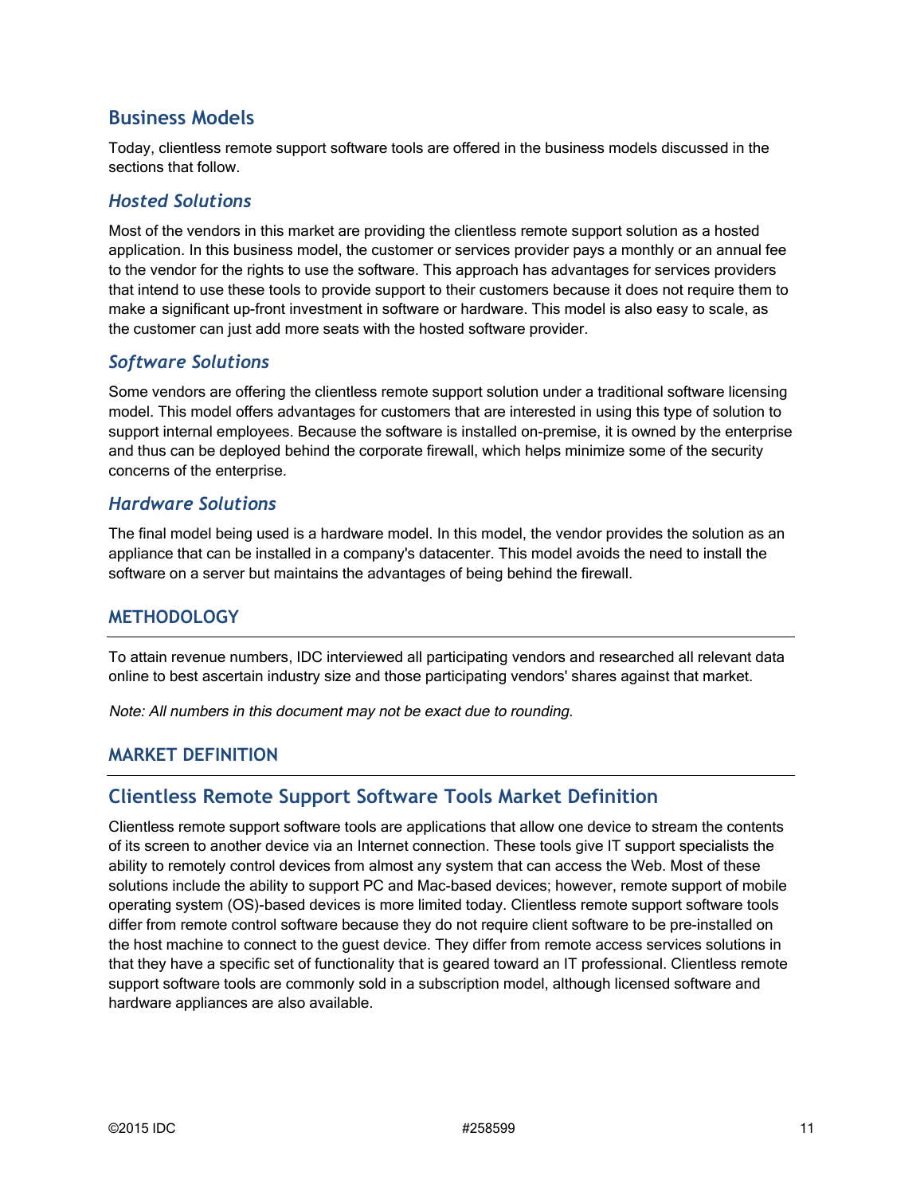## Business Models

Today, clientless remote support software tools are offered in the business models discussed in the sections that follow.

### *Hosted Solutions*

Most of the vendors in this market are providing the clientless remote support solution as a hosted application. In this business model, the customer or services provider pays a monthly or an annual fee to the vendor for the rights to use the software. This approach has advantages for services providers that intend to use these tools to provide support to their customers because it does not require them to make a significant up-front investment in software or hardware. This model is also easy to scale, as the customer can just add more seats with the hosted software provider.

### *Software Solutions*

Some vendors are offering the clientless remote support solution under a traditional software licensing model. This model offers advantages for customers that are interested in using this type of solution to support internal employees. Because the software is installed on-premise, it is owned by the enterprise and thus can be deployed behind the corporate firewall, which helps minimize some of the security concerns of the enterprise.

### *Hardware Solutions*

The final model being used is a hardware model. In this model, the vendor provides the solution as an appliance that can be installed in a company's datacenter. This model avoids the need to install the software on a server but maintains the advantages of being behind the firewall.

# METHODOLOGY

To attain revenue numbers, IDC interviewed all participating vendors and researched all relevant data online to best ascertain industry size and those participating vendors' shares against that market.

*Note: All numbers in this document may not be exact due to rounding.*

# MARKET DEFINITION

## Clientless Remote Support Software Tools Market Definition

Clientless remote support software tools are applications that allow one device to stream the contents of its screen to another device via an Internet connection. These tools give IT support specialists the ability to remotely control devices from almost any system that can access the Web. Most of these solutions include the ability to support PC and Mac-based devices; however, remote support of mobile operating system (OS)-based devices is more limited today. Clientless remote support software tools differ from remote control software because they do not require client software to be pre-installed on the host machine to connect to the guest device. They differ from remote access services solutions in that they have a specific set of functionality that is geared toward an IT professional. Clientless remote support software tools are commonly sold in a subscription model, although licensed software and hardware appliances are also available.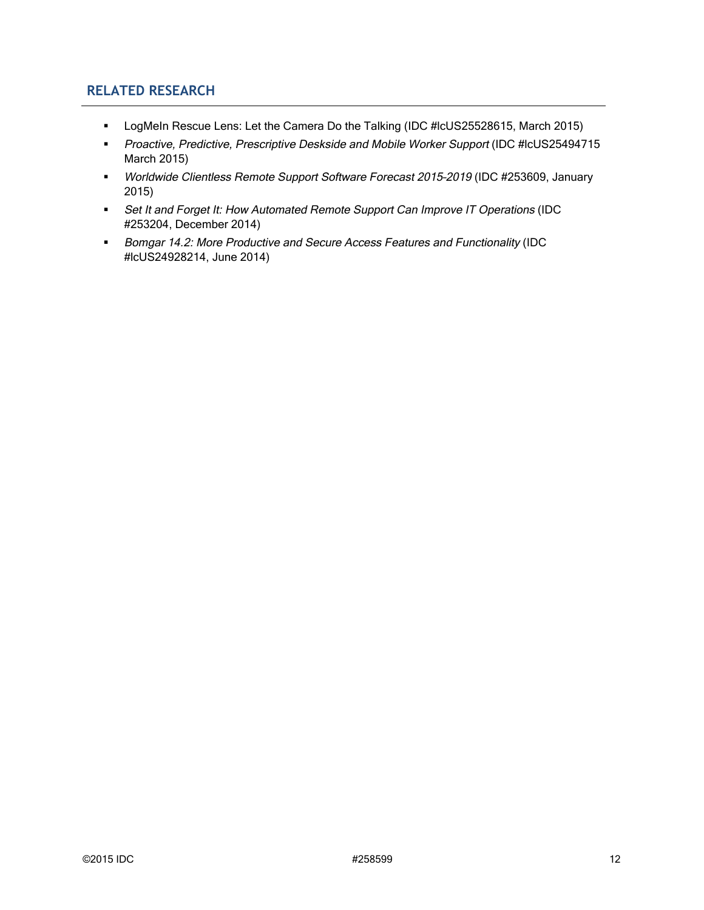## RELATED RESEARCH

- LogMeIn Rescue Lens: Let the Camera Do the Talking (IDC #lcUS25528615, March 2015)
- *Proactive, Predictive, Prescriptive Deskside and Mobile Worker Support* (IDC #lcUS25494715 March 2015)
- *Worldwide Clientless Remote Support Software Forecast 2015–2019* (IDC #253609, January 2015)
- *Set It and Forget It: How Automated Remote Support Can Improve IT Operations* (IDC #253204, December 2014)
- *Bomgar 14.2: More Productive and Secure Access Features and Functionality* (IDC #lcUS24928214, June 2014)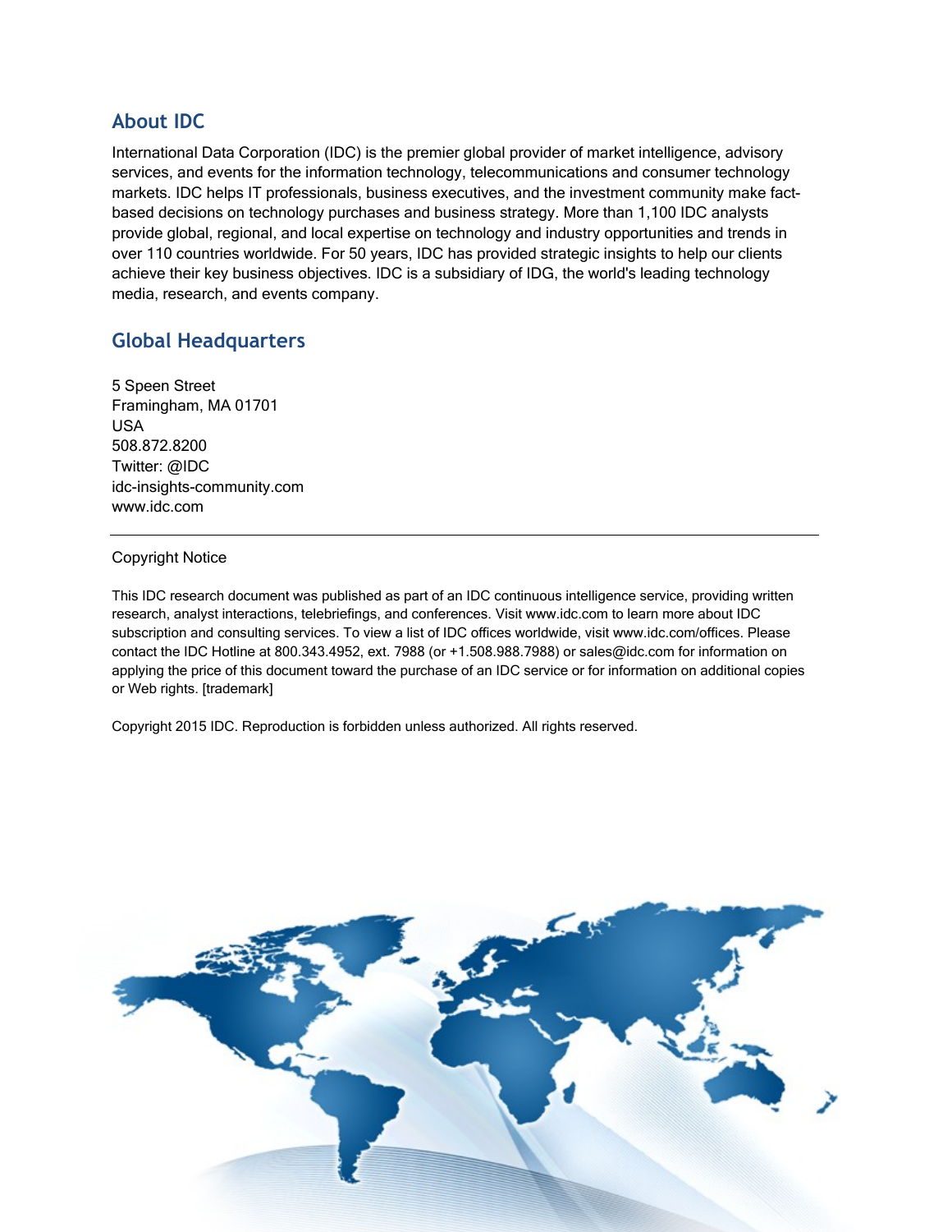## About IDC

International Data Corporation (IDC) is the premier global provider of market intelligence, advisory services, and events for the information technology, telecommunications and consumer technology markets. IDC helps IT professionals, business executives, and the investment community make fact-based decisions on technology purchases and business strategy. More than 1,100 IDC analysts provide global, regional, and local expertise on technology and industry opportunities and trends in over 110 countries worldwide. For 50 years, IDC has provided strategic insights to help our clients achieve their key business objectives. IDC is a subsidiary of IDG, the world's leading technology media, research, and events company.

## Global Headquarters

5 Speen Street
Framingham, MA 01701
USA
508.872.8200
Twitter: @IDC
idc-insights-community.com
www.idc.com

---

Copyright Notice

This IDC research document was published as part of an IDC continuous intelligence service, providing written research, analyst interactions, telebriefings, and conferences. Visit www.idc.com to learn more about IDC subscription and consulting services. To view a list of IDC offices worldwide, visit www.idc.com/offices. Please contact the IDC Hotline at 800.343.4952, ext. 7988 (or +1.508.988.7988) or sales@idc.com for information on applying the price of this document toward the purchase of an IDC service or for information on additional copies or Web rights. [trademark]

Copyright 2015 IDC. Reproduction is forbidden unless authorized. All rights reserved.